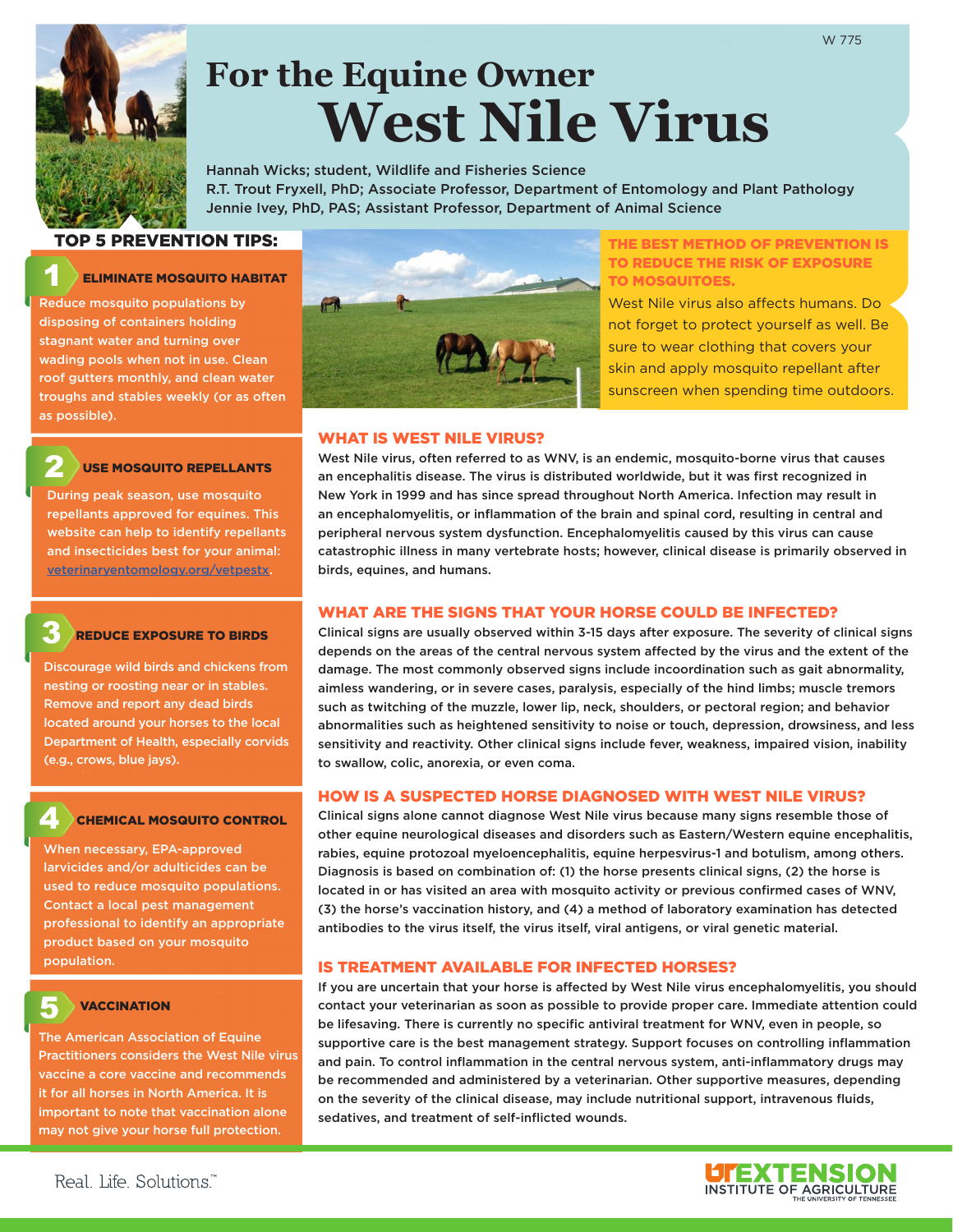W 775

# For the Equine Owner West Nile Virus

Hannah Wicks; student, Wildlife and Fisheries Science
R.T. Trout Fryxell, PhD; Associate Professor, Department of Entomology and Plant Pathology
Jennie Ivey, PhD, PAS; Assistant Professor, Department of Animal Science

## TOP 5 PREVENTION TIPS:

### 1 ELIMINATE MOSQUITO HABITAT

Reduce mosquito populations by disposing of containers holding stagnant water and turning over wading pools when not in use. Clean roof gutters monthly, and clean water troughs and stables weekly (or as often as possible).

### 2 USE MOSQUITO REPELLANTS

During peak season, use mosquito repellants approved for equines. This website can help to identify repellants and insecticides best for your animal: veterinaryentomology.org/vetpestx.

### 3 REDUCE EXPOSURE TO BIRDS

Discourage wild birds and chickens from nesting or roosting near or in stables. Remove and report any dead birds located around your horses to the local Department of Health, especially corvids (e.g., crows, blue jays).

### 4 CHEMICAL MOSQUITO CONTROL

When necessary, EPA-approved larvicides and/or adulticides can be used to reduce mosquito populations. Contact a local pest management professional to identify an appropriate product based on your mosquito population.

### 5 VACCINATION

The American Association of Equine Practitioners considers the West Nile virus vaccine a core vaccine and recommends it for all horses in North America. It is important to note that vaccination alone may not give your horse full protection.

**THE BEST METHOD OF PREVENTION IS TO REDUCE THE RISK OF EXPOSURE TO MOSQUITOES.**

West Nile virus also affects humans. Do not forget to protect yourself as well. Be sure to wear clothing that covers your skin and apply mosquito repellant after sunscreen when spending time outdoors.

## WHAT IS WEST NILE VIRUS?

West Nile virus, often referred to as WNV, is an endemic, mosquito-borne virus that causes an encephalitis disease. The virus is distributed worldwide, but it was first recognized in New York in 1999 and has since spread throughout North America. Infection may result in an encephalomyelitis, or inflammation of the brain and spinal cord, resulting in central and peripheral nervous system dysfunction. Encephalomyelitis caused by this virus can cause catastrophic illness in many vertebrate hosts; however, clinical disease is primarily observed in birds, equines, and humans.

## WHAT ARE THE SIGNS THAT YOUR HORSE COULD BE INFECTED?

Clinical signs are usually observed within 3-15 days after exposure. The severity of clinical signs depends on the areas of the central nervous system affected by the virus and the extent of the damage. The most commonly observed signs include incoordination such as gait abnormality, aimless wandering, or in severe cases, paralysis, especially of the hind limbs; muscle tremors such as twitching of the muzzle, lower lip, neck, shoulders, or pectoral region; and behavior abnormalities such as heightened sensitivity to noise or touch, depression, drowsiness, and less sensitivity and reactivity. Other clinical signs include fever, weakness, impaired vision, inability to swallow, colic, anorexia, or even coma.

## HOW IS A SUSPECTED HORSE DIAGNOSED WITH WEST NILE VIRUS?

Clinical signs alone cannot diagnose West Nile virus because many signs resemble those of other equine neurological diseases and disorders such as Eastern/Western equine encephalitis, rabies, equine protozoal myeloencephalitis, equine herpesvirus-1 and botulism, among others. Diagnosis is based on combination of: (1) the horse presents clinical signs, (2) the horse is located in or has visited an area with mosquito activity or previous confirmed cases of WNV, (3) the horse's vaccination history, and (4) a method of laboratory examination has detected antibodies to the virus itself, the virus itself, viral antigens, or viral genetic material.

## IS TREATMENT AVAILABLE FOR INFECTED HORSES?

If you are uncertain that your horse is affected by West Nile virus encephalomyelitis, you should contact your veterinarian as soon as possible to provide proper care. Immediate attention could be lifesaving. There is currently no specific antiviral treatment for WNV, even in people, so supportive care is the best management strategy. Support focuses on controlling inflammation and pain. To control inflammation in the central nervous system, anti-inflammatory drugs may be recommended and administered by a veterinarian. Other supportive measures, depending on the severity of the clinical disease, may include nutritional support, intravenous fluids, sedatives, and treatment of self-inflicted wounds.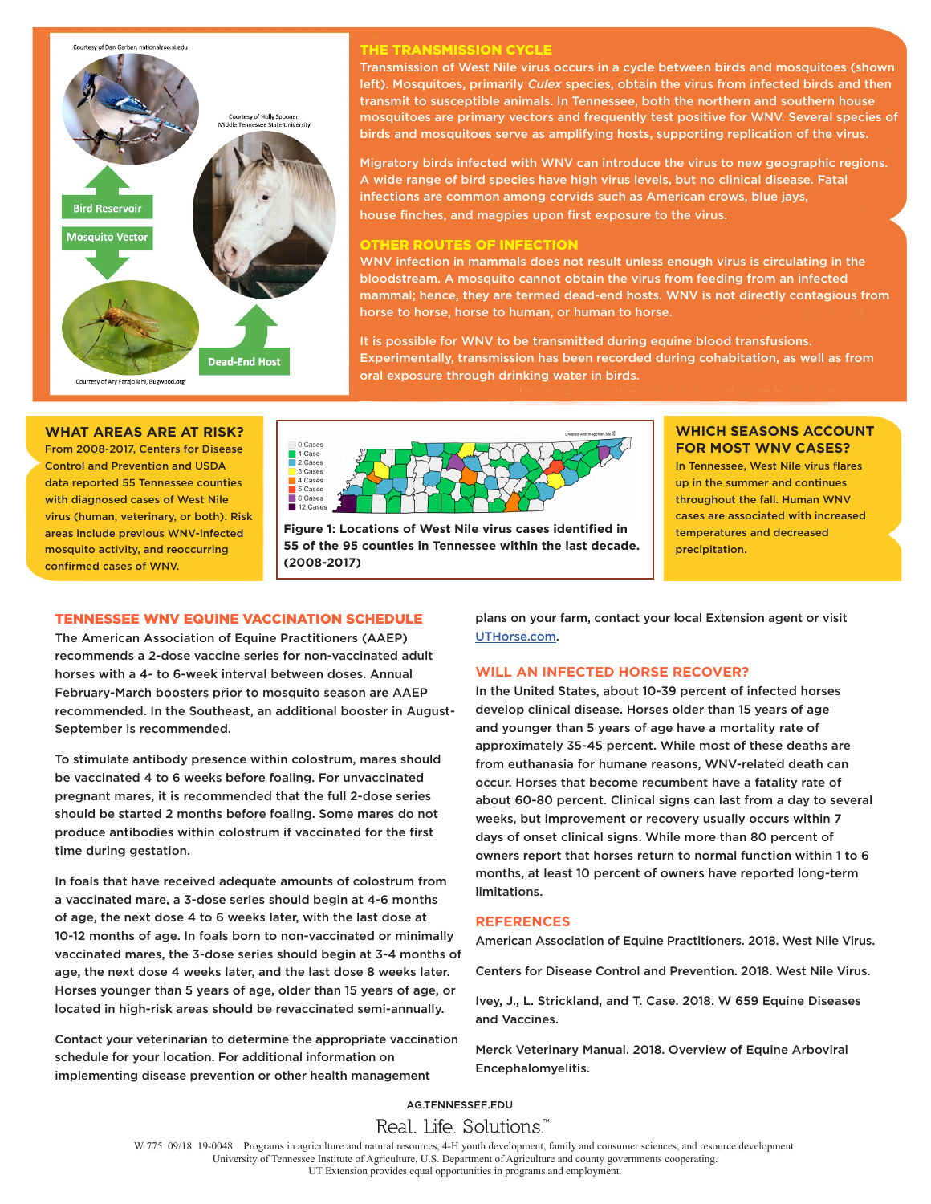Courtesy of Dan Garber, nationalzoo.si.edu

Courtesy of Holly Spooner, Middle Tennessee State University

Bird Reservoir

Mosquito Vector

Dead-End Host

Courtesy of Ary Farajollahi, Bugwood.org

## THE TRANSMISSION CYCLE

Transmission of West Nile virus occurs in a cycle between birds and mosquitoes (shown left). Mosquitoes, primarily *Culex* species, obtain the virus from infected birds and then transmit to susceptible animals. In Tennessee, both the northern and southern house mosquitoes are primary vectors and frequently test positive for WNV. Several species of birds and mosquitoes serve as amplifying hosts, supporting replication of the virus.

Migratory birds infected with WNV can introduce the virus to new geographic regions. A wide range of bird species have high virus levels, but no clinical disease. Fatal infections are common among corvids such as American crows, blue jays, house finches, and magpies upon first exposure to the virus.

## OTHER ROUTES OF INFECTION

WNV infection in mammals does not result unless enough virus is circulating in the bloodstream. A mosquito cannot obtain the virus from feeding from an infected mammal; hence, they are termed dead-end hosts. WNV is not directly contagious from horse to horse, horse to human, or human to horse.

It is possible for WNV to be transmitted during equine blood transfusions. Experimentally, transmission has been recorded during cohabitation, as well as from oral exposure through drinking water in birds.

## WHAT AREAS ARE AT RISK?

From 2008-2017, Centers for Disease Control and Prevention and USDA data reported 55 Tennessee counties with diagnosed cases of West Nile virus (human, veterinary, or both). Risk areas include previous WNV-infected mosquito activity, and reoccurring confirmed cases of WNV.

Created with mapchart.net ©

0 Cases
1 Case
2 Cases
3 Cases
4 Cases
5 Cases
6 Cases
12 Cases

**Figure 1: Locations of West Nile virus cases identified in 55 of the 95 counties in Tennessee within the last decade. (2008-2017)**

## WHICH SEASONS ACCOUNT FOR MOST WNV CASES?

In Tennessee, West Nile virus flares up in the summer and continues throughout the fall. Human WNV cases are associated with increased temperatures and decreased precipitation.

## TENNESSEE WNV EQUINE VACCINATION SCHEDULE

The American Association of Equine Practitioners (AAEP) recommends a 2-dose vaccine series for non-vaccinated adult horses with a 4- to 6-week interval between doses. Annual February-March boosters prior to mosquito season are AAEP recommended. In the Southeast, an additional booster in August-September is recommended.

To stimulate antibody presence within colostrum, mares should be vaccinated 4 to 6 weeks before foaling. For unvaccinated pregnant mares, it is recommended that the full 2-dose series should be started 2 months before foaling. Some mares do not produce antibodies within colostrum if vaccinated for the first time during gestation.

In foals that have received adequate amounts of colostrum from a vaccinated mare, a 3-dose series should begin at 4-6 months of age, the next dose 4 to 6 weeks later, with the last dose at 10-12 months of age. In foals born to non-vaccinated or minimally vaccinated mares, the 3-dose series should begin at 3-4 months of age, the next dose 4 weeks later, and the last dose 8 weeks later. Horses younger than 5 years of age, older than 15 years of age, or located in high-risk areas should be revaccinated semi-annually.

Contact your veterinarian to determine the appropriate vaccination schedule for your location. For additional information on implementing disease prevention or other health management plans on your farm, contact your local Extension agent or visit UTHorse.com.

## WILL AN INFECTED HORSE RECOVER?

In the United States, about 10-39 percent of infected horses develop clinical disease. Horses older than 15 years of age and younger than 5 years of age have a mortality rate of approximately 35-45 percent. While most of these deaths are from euthanasia for humane reasons, WNV-related death can occur. Horses that become recumbent have a fatality rate of about 60-80 percent. Clinical signs can last from a day to several weeks, but improvement or recovery usually occurs within 7 days of onset clinical signs. While more than 80 percent of owners report that horses return to normal function within 1 to 6 months, at least 10 percent of owners have reported long-term limitations.

## REFERENCES

American Association of Equine Practitioners. 2018. West Nile Virus.

Centers for Disease Control and Prevention. 2018. West Nile Virus.

Ivey, J., L. Strickland, and T. Case. 2018. W 659 Equine Diseases and Vaccines.

Merck Veterinary Manual. 2018. Overview of Equine Arboviral Encephalomyelitis.

AG.TENNESSEE.EDU

Real. Life. Solutions.™

W 775 09/18 19-0048 Programs in agriculture and natural resources, 4-H youth development, family and consumer sciences, and resource development. University of Tennessee Institute of Agriculture, U.S. Department of Agriculture and county governments cooperating. UT Extension provides equal opportunities in programs and employment.